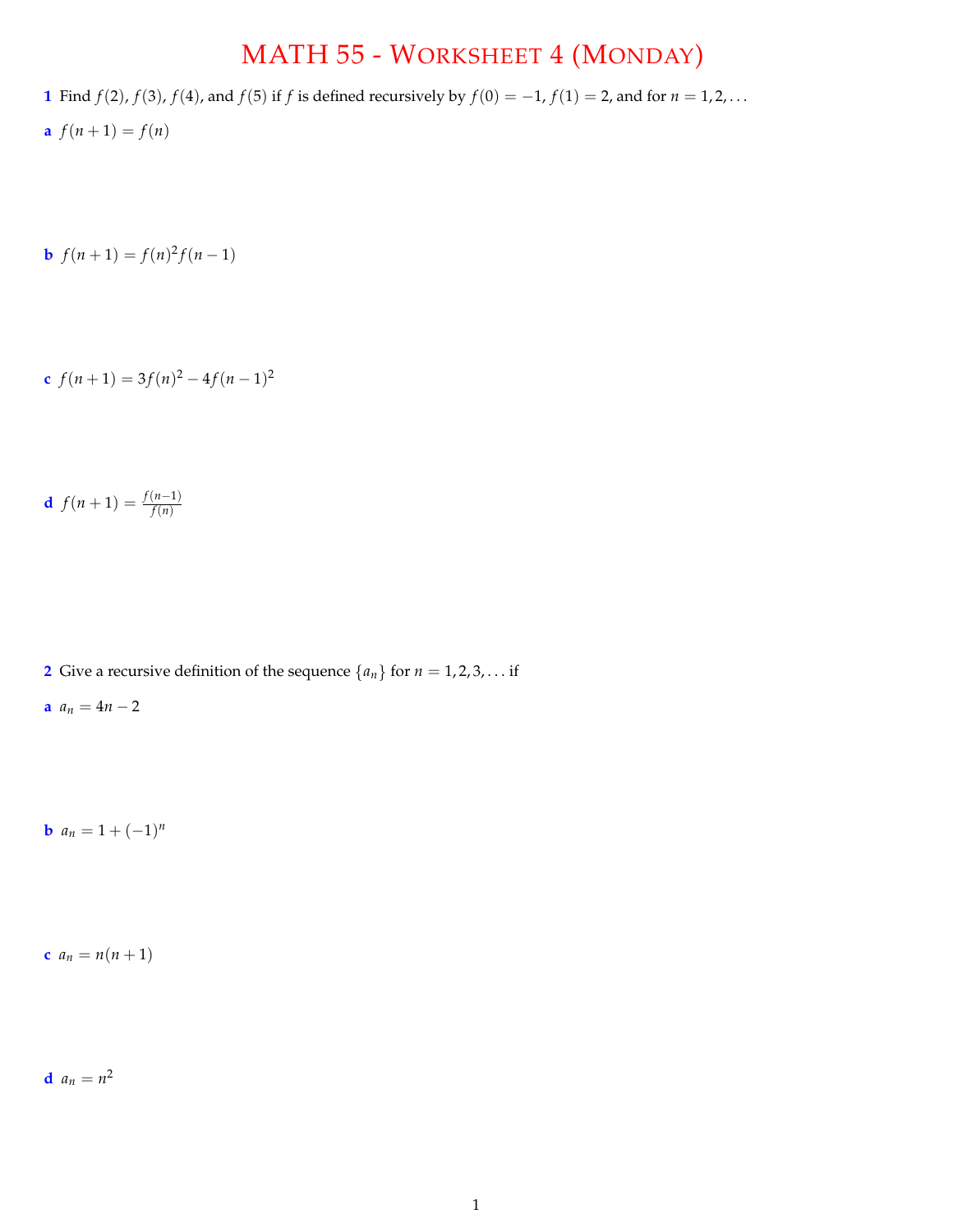# MATH 55 - WORKSHEET 4 (MONDAY)

**1** Find $f(2)$, $f(3)$, $f(4)$, and $f(5)$ if $f$ is defined recursively by $f(0) = -1$, $f(1) = 2$, and for $n = 1, 2, \ldots$

**a** $f(n+1) = f(n)$

**b** $f(n+1) = f(n)^2 f(n-1)$

**c** $f(n+1) = 3f(n)^2 - 4f(n-1)^2$

**d** $f(n+1) = \frac{f(n-1)}{f(n)}$

**2** Give a recursive definition of the sequence $\{a_n\}$ for $n = 1, 2, 3, \ldots$ if

**a** $a_n = 4n - 2$

**b** $a_n = 1 + (-1)^n$

**c** $a_n = n(n+1)$

**d** $a_n = n^2$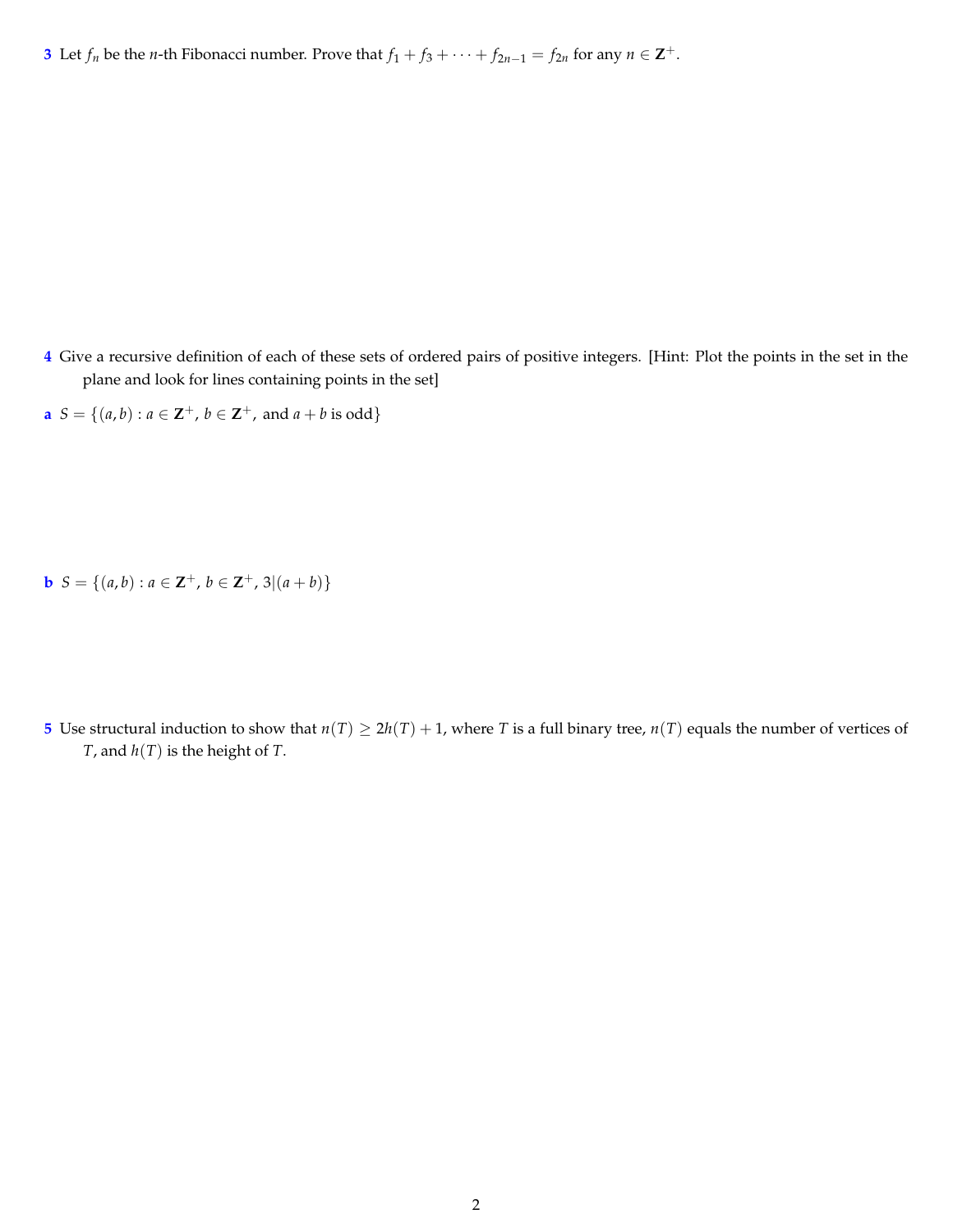**3** Let $f_n$ be the $n$-th Fibonacci number. Prove that $f_1 + f_3 + \cdots + f_{2n-1} = f_{2n}$ for any $n \in \mathbf{Z}^+$.

**4** Give a recursive definition of each of these sets of ordered pairs of positive integers. [Hint: Plot the points in the set in the plane and look for lines containing points in the set]

**a** $S = \{(a, b) : a \in \mathbf{Z}^+, b \in \mathbf{Z}^+, \text{ and } a + b \text{ is odd}\}$

**b** $S = \{(a, b) : a \in \mathbf{Z}^+, b \in \mathbf{Z}^+, 3|(a + b)\}$

**5** Use structural induction to show that $n(T) \geq 2h(T) + 1$, where $T$ is a full binary tree, $n(T)$ equals the number of vertices of $T$, and $h(T)$ is the height of $T$.